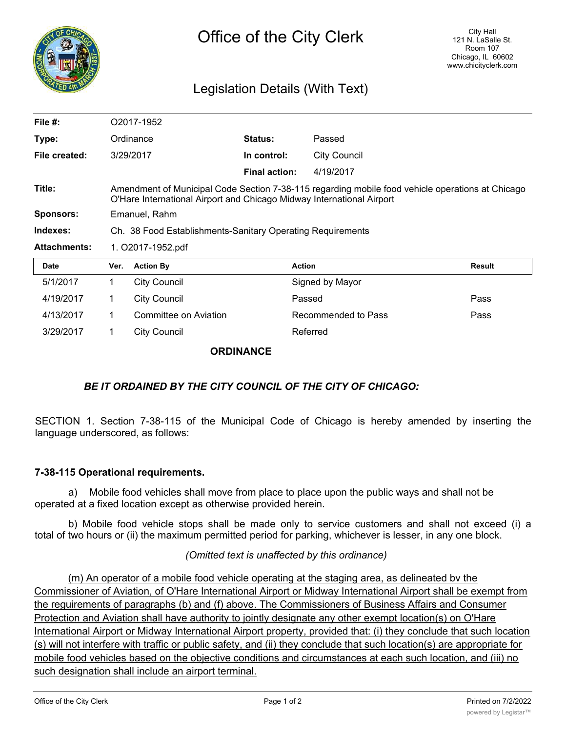# Office of the City Clerk

City Hall
121 N. LaSalle St.
Room 107
Chicago, IL 60602
www.chicityclerk.com

## Legislation Details (With Text)

| | | | |
|---|---|---|---|
| **File #:** | O2017-1952 | | |
| **Type:** | Ordinance | **Status:** | Passed |
| **File created:** | 3/29/2017 | **In control:** | City Council |
| | | **Final action:** | 4/19/2017 |
| **Title:** | Amendment of Municipal Code Section 7-38-115 regarding mobile food vehicle operations at Chicago O'Hare International Airport and Chicago Midway International Airport | | |
| **Sponsors:** | Emanuel, Rahm | | |
| **Indexes:** | Ch. 38 Food Establishments-Sanitary Operating Requirements | | |
| **Attachments:** | 1. O2017-1952.pdf | | |

| Date | Ver. | Action By | Action | Result |
|---|---|---|---|---|
| 5/1/2017 | 1 | City Council | Signed by Mayor | |
| 4/19/2017 | 1 | City Council | Passed | Pass |
| 4/13/2017 | 1 | Committee on Aviation | Recommended to Pass | Pass |
| 3/29/2017 | 1 | City Council | Referred | |

**ORDINANCE**

***BE IT ORDAINED BY THE CITY COUNCIL OF THE CITY OF CHICAGO:***

SECTION 1. Section 7-38-115 of the Municipal Code of Chicago is hereby amended by inserting the language underscored, as follows:

**7-38-115 Operational requirements.**

a) Mobile food vehicles shall move from place to place upon the public ways and shall not be operated at a fixed location except as otherwise provided herein.

b) Mobile food vehicle stops shall be made only to service customers and shall not exceed (i) a total of two hours or (ii) the maximum permitted period for parking, whichever is lesser, in any one block.

*(Omitted text is unaffected by this ordinance)*

<u>(m) An operator of a mobile food vehicle operating at the staging area, as delineated bv the Commissioner of Aviation, of O'Hare International Airport or Midway International Airport shall be exempt from the reguirements of paragraphs (b) and (f) above. The Commissioners of Business Affairs and Consumer Protection and Aviation shall have authority to jointly designate any other exempt location(s) on O'Hare International Airport or Midway International Airport property, provided that: (i) they conclude that such location (s) will not interfere with traffic or public safety, and (ii) they conclude that such location(s) are appropriate for mobile food vehicles based on the objective conditions and circumstances at each such location, and (iii) no such designation shall include an airport terminal.</u>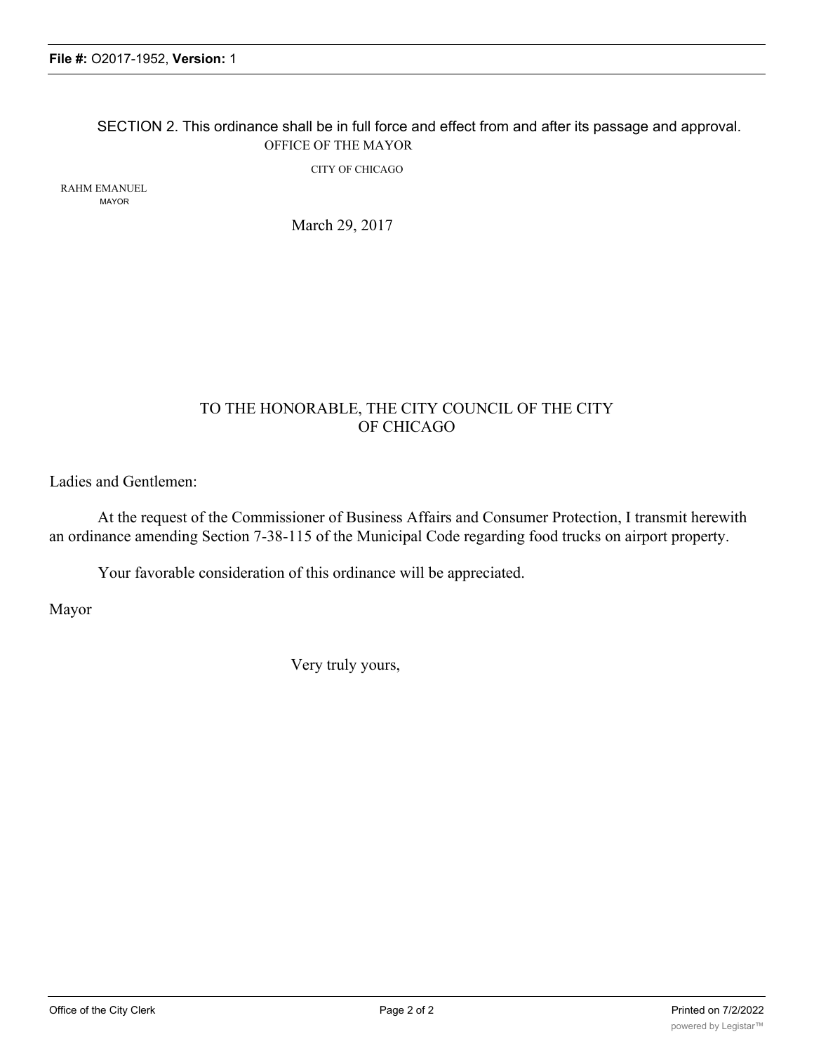SECTION 2. This ordinance shall be in full force and effect from and after its passage and approval.

OFFICE OF THE MAYOR

CITY OF CHICAGO

RAHM EMANUEL
MAYOR

March 29, 2017

TO THE HONORABLE, THE CITY COUNCIL OF THE CITY OF CHICAGO

Ladies and Gentlemen:

At the request of the Commissioner of Business Affairs and Consumer Protection, I transmit herewith an ordinance amending Section 7-38-115 of the Municipal Code regarding food trucks on airport property.

Your favorable consideration of this ordinance will be appreciated.

Mayor

Very truly yours,